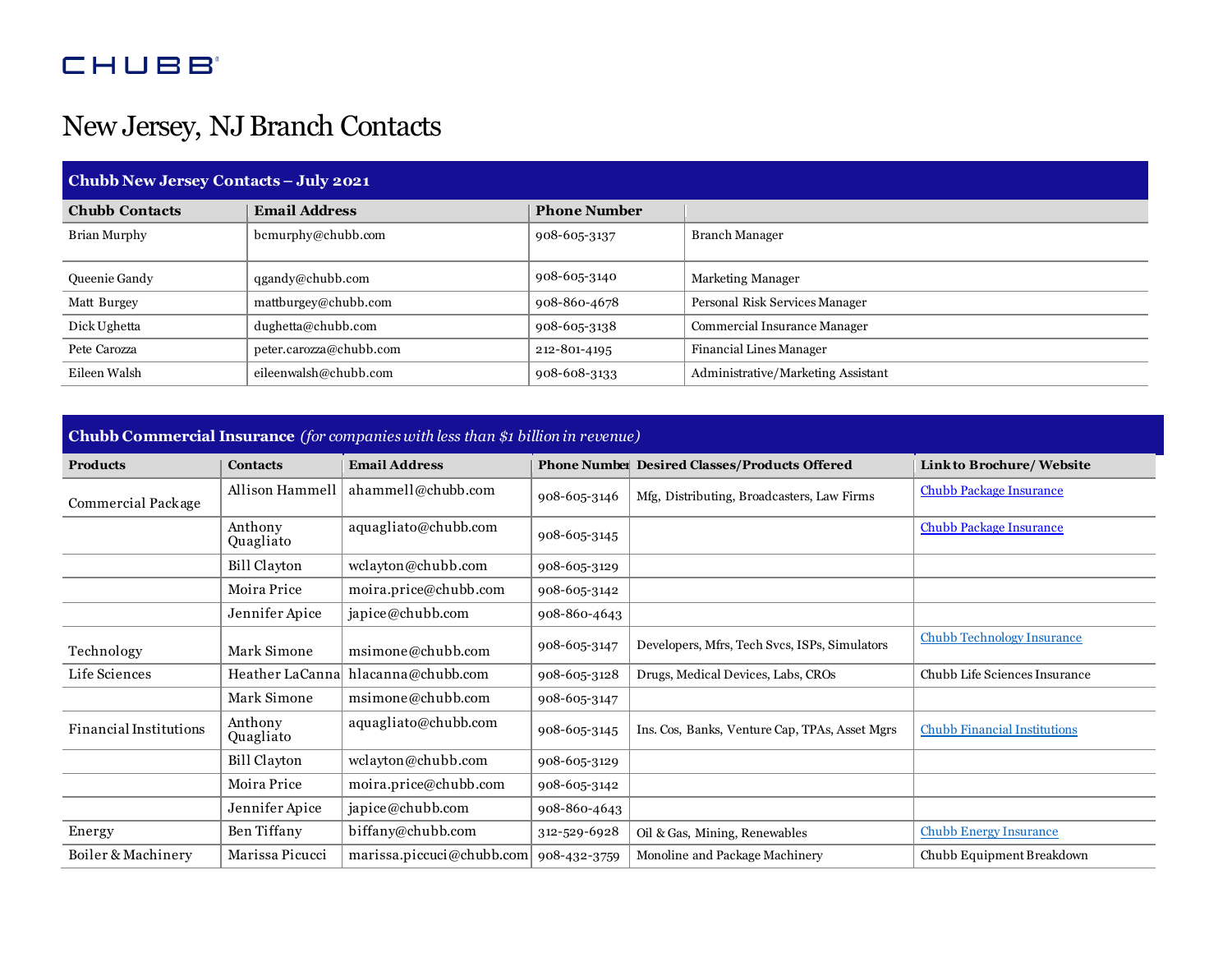CHUBB

# New Jersey, NJ Branch Contacts

| Chubb New Jersey Contacts – July 2021 | | | |
|---|---|---|---|
| **Chubb Contacts** | **Email Address** | **Phone Number** | |
| Brian Murphy | bcmurphy@chubb.com | 908-605-3137 | Branch Manager |
| Queenie Gandy | qgandy@chubb.com | 908-605-3140 | Marketing Manager |
| Matt Burgey | mattburgey@chubb.com | 908-860-4678 | Personal Risk Services Manager |
| Dick Ughetta | dughetta@chubb.com | 908-605-3138 | Commercial Insurance Manager |
| Pete Carozza | peter.carozza@chubb.com | 212-801-4195 | Financial Lines Manager |
| Eileen Walsh | eileenwalsh@chubb.com | 908-608-3133 | Administrative/Marketing Assistant |

| **Chubb Commercial Insurance** *(for companies with less than $1 billion in revenue)* | | | | | |
|---|---|---|---|---|---|
| **Products** | **Contacts** | **Email Address** | **Phone Number** | **Desired Classes/Products Offered** | **Link to Brochure/ Website** |
| Commercial Package | Allison Hammell | ahammell@chubb.com | 908-605-3146 | Mfg, Distributing, Broadcasters, Law Firms | Chubb Package Insurance |
| | Anthony Quagliato | aquagliato@chubb.com | 908-605-3145 | | Chubb Package Insurance |
| | Bill Clayton | wclayton@chubb.com | 908-605-3129 | | |
| | Moira Price | moira.price@chubb.com | 908-605-3142 | | |
| | Jennifer Apice | japice@chubb.com | 908-860-4643 | | |
| Technology | Mark Simone | msimone@chubb.com | 908-605-3147 | Developers, Mfrs, Tech Svcs, ISPs, Simulators | Chubb Technology Insurance |
| Life Sciences | Heather LaCanna | hlacanna@chubb.com | 908-605-3128 | Drugs, Medical Devices, Labs, CROs | Chubb Life Sciences Insurance |
| | Mark Simone | msimone@chubb.com | 908-605-3147 | | |
| Financial Institutions | Anthony Quagliato | aquagliato@chubb.com | 908-605-3145 | Ins. Cos, Banks, Venture Cap, TPAs, Asset Mgrs | Chubb Financial Institutions |
| | Bill Clayton | wclayton@chubb.com | 908-605-3129 | | |
| | Moira Price | moira.price@chubb.com | 908-605-3142 | | |
| | Jennifer Apice | japice@chubb.com | 908-860-4643 | | |
| Energy | Ben Tiffany | btiffany@chubb.com | 312-529-6928 | Oil & Gas, Mining, Renewables | Chubb Energy Insurance |
| Boiler & Machinery | Marissa Picucci | marissa.piccuci@chubb.com | 908-432-3759 | Monoline and Package Machinery | Chubb Equipment Breakdown |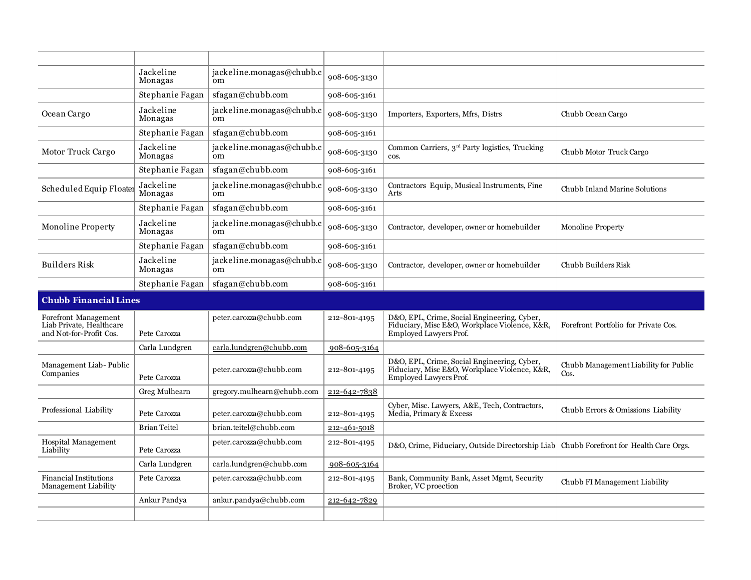| | | | | | |
|---|---|---|---|---|---|
| | Jackeline Monagas | jackeline.monagas@chubb.com | 908-605-3130 | | |
| | Stephanie Fagan | sfagan@chubb.com | 908-605-3161 | | |
| Ocean Cargo | Jackeline Monagas | jackeline.monagas@chubb.com | 908-605-3130 | Importers, Exporters, Mfrs, Distrs | Chubb Ocean Cargo |
| | Stephanie Fagan | sfagan@chubb.com | 908-605-3161 | | |
| Motor Truck Cargo | Jackeline Monagas | jackeline.monagas@chubb.com | 908-605-3130 | Common Carriers, 3rd Party logistics, Trucking cos. | Chubb Motor Truck Cargo |
| | Stephanie Fagan | sfagan@chubb.com | 908-605-3161 | | |
| Scheduled Equip Floater | Jackeline Monagas | jackeline.monagas@chubb.com | 908-605-3130 | Contractors Equip, Musical Instruments, Fine Arts | Chubb Inland Marine Solutions |
| | Stephanie Fagan | sfagan@chubb.com | 908-605-3161 | | |
| Monoline Property | Jackeline Monagas | jackeline.monagas@chubb.com | 908-605-3130 | Contractor, developer, owner or homebuilder | Monoline Property |
| | Stephanie Fagan | sfagan@chubb.com | 908-605-3161 | | |
| Builders Risk | Jackeline Monagas | jackeline.monagas@chubb.com | 908-605-3130 | Contractor, developer, owner or homebuilder | Chubb Builders Risk |
| | Stephanie Fagan | sfagan@chubb.com | 908-605-3161 | | |
| **Chubb Financial Lines** | | | | | |
| Forefront Management Liab Private, Healthcare and Not-for-Profit Cos. | Pete Carozza | peter.carozza@chubb.com | 212-801-4195 | D&O, EPL, Crime, Social Engineering, Cyber, Fiduciary, Misc E&O, Workplace Violence, K&R, Employed Lawyers Prof. | Forefront Portfolio for Private Cos. |
| | Carla Lundgren | carla.lundgren@chubb.com | 908-605-3164 | | |
| Management Liab- Public Companies | Pete Carozza | peter.carozza@chubb.com | 212-801-4195 | D&O, EPL, Crime, Social Engineering, Cyber, Fiduciary, Misc E&O, Workplace Violence, K&R, Employed Lawyers Prof. | Chubb Management Liability for Public Cos. |
| | Greg Mulhearn | gregory.mulhearn@chubb.com | 212-642-7838 | | |
| Professional Liability | Pete Carozza | peter.carozza@chubb.com | 212-801-4195 | Cyber, Misc. Lawyers, A&E, Tech, Contractors, Media, Primary & Excess | Chubb Errors & Omissions Liability |
| | Brian Teitel | brian.teitel@chubb.com | 212-461-5018 | | |
| Hospital Management Liability | Pete Carozza | peter.carozza@chubb.com | 212-801-4195 | D&O, Crime, Fiduciary, Outside Directorship Liab | Chubb Forefront for Health Care Orgs. |
| | Carla Lundgren | carla.lundgren@chubb.com | 908-605-3164 | | |
| Financial Institutions Management Liability | Pete Carozza | peter.carozza@chubb.com | 212-801-4195 | Bank, Community Bank, Asset Mgmt, Security Broker, VC proection | Chubb FI Management Liability |
| | Ankur Pandya | ankur.pandya@chubb.com | 212-642-7829 | | |
| | | | | | |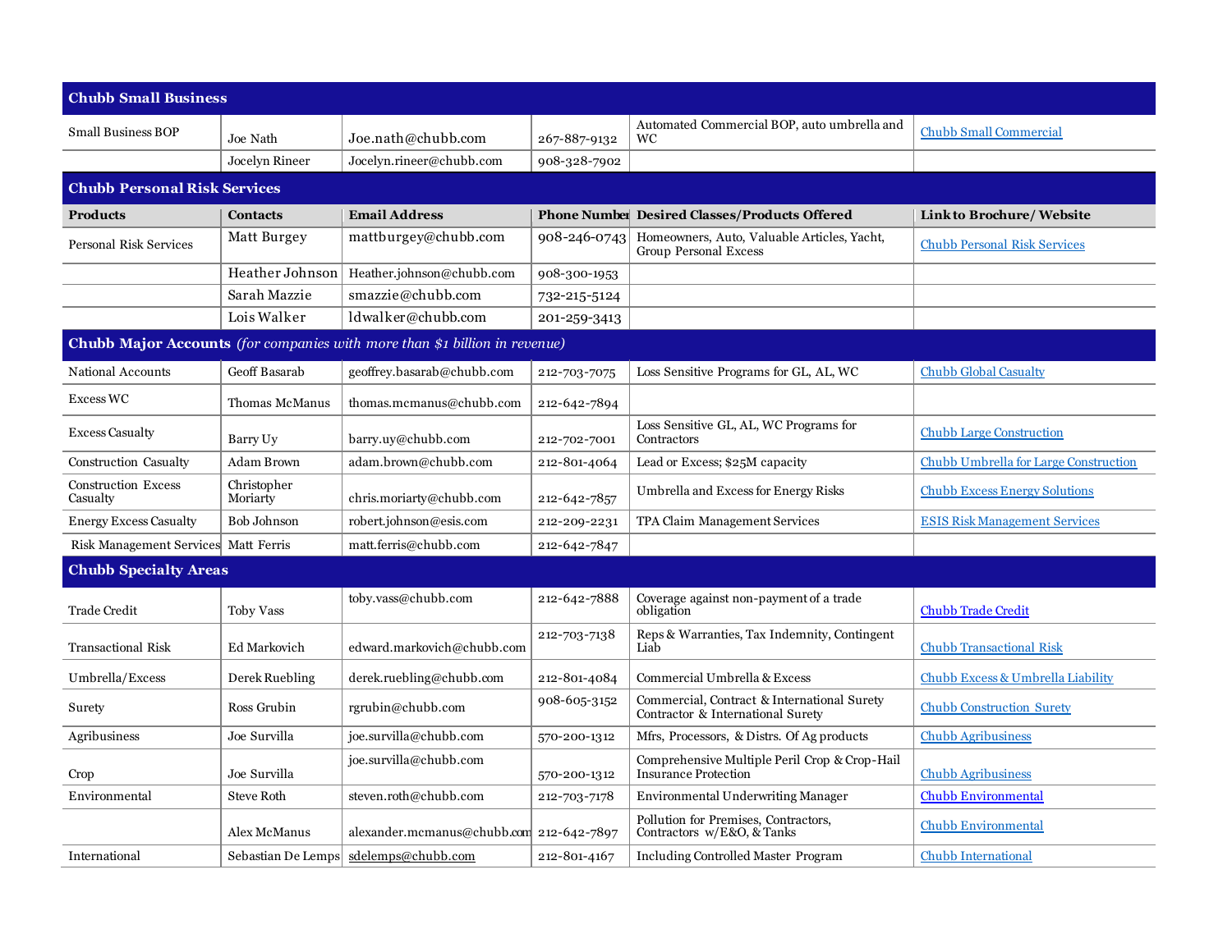| **Chubb Small Business** | | | | | |
|---|---|---|---|---|---|
| Small Business BOP | Joe Nath | Joe.nath@chubb.com | 267-887-9132 | Automated Commercial BOP, auto umbrella and WC | Chubb Small Commercial |
| | Jocelyn Rineer | Jocelyn.rineer@chubb.com | 908-328-7902 | | |
| **Chubb Personal Risk Services** | | | | | |
| **Products** | **Contacts** | **Email Address** | **Phone Number** | **Desired Classes/Products Offered** | **Link to Brochure/ Website** |
| Personal Risk Services | Matt Burgey | mattburgey@chubb.com | 908-246-0743 | Homeowners, Auto, Valuable Articles, Yacht, Group Personal Excess | Chubb Personal Risk Services |
| | Heather Johnson | Heather.johnson@chubb.com | 908-300-1953 | | |
| | Sarah Mazzie | smazzie@chubb.com | 732-215-5124 | | |
| | Lois Walker | ldwalker@chubb.com | 201-259-3413 | | |
| **Chubb Major Accounts** *(for companies with more than $1 billion in revenue)* | | | | | |
| National Accounts | Geoff Basarab | geoffrey.basarab@chubb.com | 212-703-7075 | Loss Sensitive Programs for GL, AL, WC | Chubb Global Casualty |
| Excess WC | Thomas McManus | thomas.mcmanus@chubb.com | 212-642-7894 | | |
| Excess Casualty | Barry Uy | barry.uy@chubb.com | 212-702-7001 | Loss Sensitive GL, AL, WC Programs for Contractors | Chubb Large Construction |
| Construction Casualty | Adam Brown | adam.brown@chubb.com | 212-801-4064 | Lead or Excess; $25M capacity | Chubb Umbrella for Large Construction |
| Construction Excess Casualty | Christopher Moriarty | chris.moriarty@chubb.com | 212-642-7857 | Umbrella and Excess for Energy Risks | Chubb Excess Energy Solutions |
| Energy Excess Casualty | Bob Johnson | robert.johnson@esis.com | 212-209-2231 | TPA Claim Management Services | ESIS Risk Management Services |
| Risk Management Services | Matt Ferris | matt.ferris@chubb.com | 212-642-7847 | | |
| **Chubb Specialty Areas** | | | | | |
| Trade Credit | Toby Vass | toby.vass@chubb.com | 212-642-7888 | Coverage against non-payment of a trade obligation | Chubb Trade Credit |
| Transactional Risk | Ed Markovich | edward.markovich@chubb.com | 212-703-7138 | Reps & Warranties, Tax Indemnity, Contingent Liab | Chubb Transactional Risk |
| Umbrella/Excess | Derek Ruebling | derek.ruebling@chubb.com | 212-801-4084 | Commercial Umbrella & Excess | Chubb Excess & Umbrella Liability |
| Surety | Ross Grubin | rgrubin@chubb.com | 908-605-3152 | Commercial, Contract & International Surety Contractor & International Surety | Chubb Construction Surety |
| Agribusiness | Joe Survilla | joe.survilla@chubb.com | 570-200-1312 | Mfrs, Processors, & Distrs. Of Ag products | Chubb Agribusiness |
| Crop | Joe Survilla | joe.survilla@chubb.com | 570-200-1312 | Comprehensive Multiple Peril Crop & Crop-Hail Insurance Protection | Chubb Agribusiness |
| Environmental | Steve Roth | steven.roth@chubb.com | 212-703-7178 | Environmental Underwriting Manager | Chubb Environmental |
| | Alex McManus | alexander.mcmanus@chubb.com | 212-642-7897 | Pollution for Premises, Contractors, Contractors w/E&O, & Tanks | Chubb Environmental |
| International | Sebastian De Lemps | sdelemps@chubb.com | 212-801-4167 | Including Controlled Master Program | Chubb International |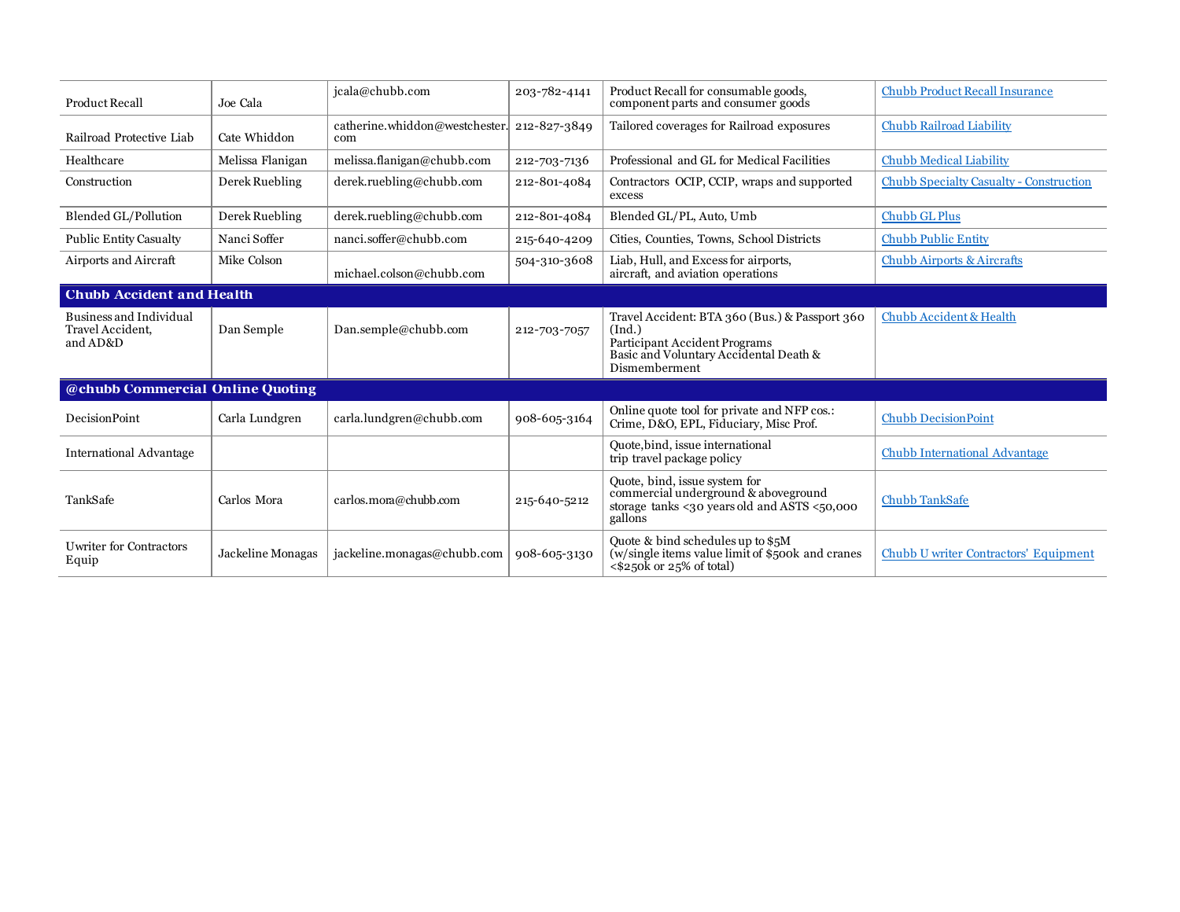| | | | | | |
|---|---|---|---|---|---|
| Product Recall | Joe Cala | jcala@chubb.com | 203-782-4141 | Product Recall for consumable goods, component parts and consumer goods | Chubb Product Recall Insurance |
| Railroad Protective Liab | Cate Whiddon | catherine.whiddon@westchester.com | 212-827-3849 | Tailored coverages for Railroad exposures | Chubb Railroad Liability |
| Healthcare | Melissa Flanigan | melissa.flanigan@chubb.com | 212-703-7136 | Professional and GL for Medical Facilities | Chubb Medical Liability |
| Construction | Derek Ruebling | derek.ruebling@chubb.com | 212-801-4084 | Contractors OCIP, CCIP, wraps and supported excess | Chubb Specialty Casualty - Construction |
| Blended GL/Pollution | Derek Ruebling | derek.ruebling@chubb.com | 212-801-4084 | Blended GL/PL, Auto, Umb | Chubb GL Plus |
| Public Entity Casualty | Nanci Soffer | nanci.soffer@chubb.com | 215-640-4209 | Cities, Counties, Towns, School Districts | Chubb Public Entity |
| Airports and Aircraft | Mike Colson | michael.colson@chubb.com | 504-310-3608 | Liab, Hull, and Excess for airports, aircraft, and aviation operations | Chubb Airports & Aircrafts |
| **Chubb Accident and Health** | | | | | |
| Business and Individual Travel Accident, and AD&D | Dan Semple | Dan.semple@chubb.com | 212-703-7057 | Travel Accident: BTA 360 (Bus.) & Passport 360 (Ind.)<br>Participant Accident Programs<br>Basic and Voluntary Accidental Death & Dismemberment | Chubb Accident & Health |
| **@chubb Commercial Online Quoting** | | | | | |
| DecisionPoint | Carla Lundgren | carla.lundgren@chubb.com | 908-605-3164 | Online quote tool for private and NFP cos.: Crime, D&O, EPL, Fiduciary, Misc Prof. | Chubb DecisionPoint |
| International Advantage | | | | Quote,bind, issue international trip travel package policy | Chubb International Advantage |
| TankSafe | Carlos Mora | carlos.mora@chubb.com | 215-640-5212 | Quote, bind, issue system for commercial underground & aboveground storage tanks <30 years old and ASTS <50,000 gallons | Chubb TankSafe |
| Uwriter for Contractors Equip | Jackeline Monagas | jackeline.monagas@chubb.com | 908-605-3130 | Quote & bind schedules up to $5M (w/single items value limit of $500k and cranes <$250k or 25% of total) | Chubb U writer Contractors' Equipment |